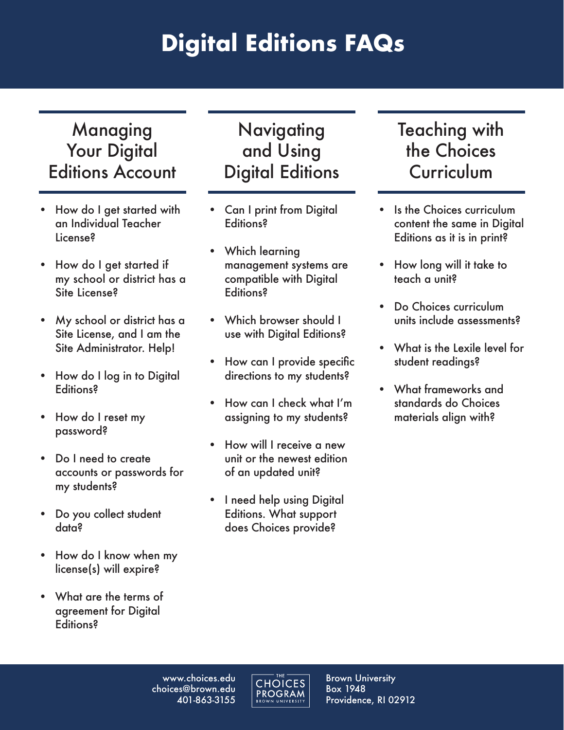# Digital Editions FAQs

## Managing Your Digital Editions Account

- How do I get started with an Individual Teacher License?
- How do I get started if my school or district has a Site License?
- My school or district has a Site License, and I am the Site Administrator. Help!
- How do I log in to Digital Editions?
- How do I reset my password?
- Do I need to create accounts or passwords for my students?
- Do you collect student data?
- How do I know when my license(s) will expire?
- What are the terms of agreement for Digital Editions?

## Navigating and Using Digital Editions

- Can I print from Digital Editions?
- Which learning management systems are compatible with Digital Editions?
- Which browser should I use with Digital Editions?
- How can I provide specific directions to my students?
- How can I check what I'm assigning to my students?
- How will I receive a new unit or the newest edition of an updated unit?
- I need help using Digital Editions. What support does Choices provide?

## Teaching with the Choices Curriculum

- Is the Choices curriculum content the same in Digital Editions as it is in print?
- How long will it take to teach a unit?
- Do Choices curriculum units include assessments?
- What is the Lexile level for student readings?
- What frameworks and standards do Choices materials align with?

www.choices.edu
choices@brown.edu
401-863-3155

THE CHOICES PROGRAM BROWN UNIVERSITY

Brown University
Box 1948
Providence, RI 02912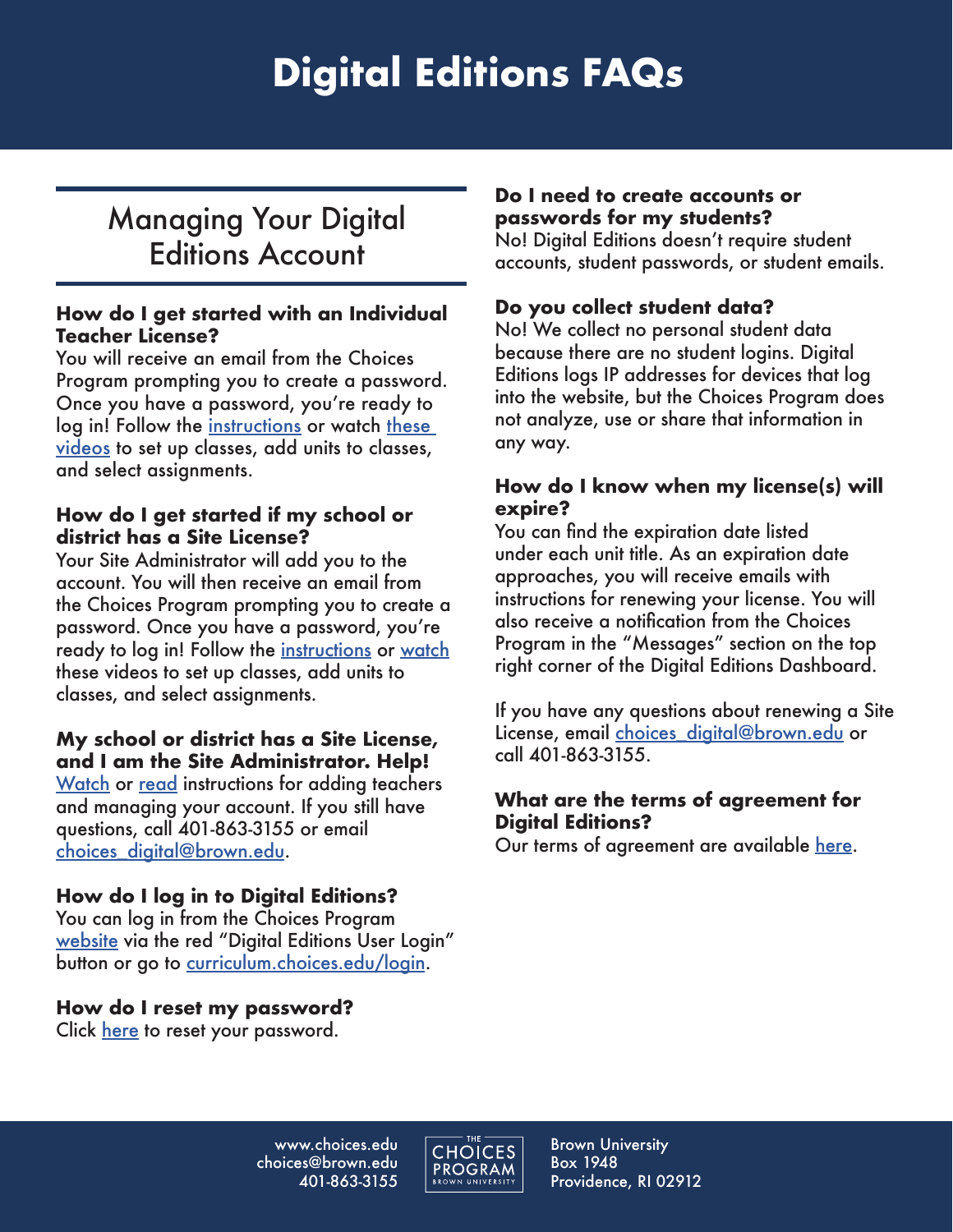# Digital Editions FAQs

## Managing Your Digital Editions Account

**How do I get started with an Individual Teacher License?**

You will receive an email from the Choices Program prompting you to create a password. Once you have a password, you're ready to log in! Follow the instructions or watch these videos to set up classes, add units to classes, and select assignments.

**How do I get started if my school or district has a Site License?**

Your Site Administrator will add you to the account. You will then receive an email from the Choices Program prompting you to create a password. Once you have a password, you're ready to log in! Follow the instructions or watch these videos to set up classes, add units to classes, and select assignments.

**My school or district has a Site License, and I am the Site Administrator. Help!**

Watch or read instructions for adding teachers and managing your account. If you still have questions, call 401-863-3155 or email choices_digital@brown.edu.

**How do I log in to Digital Editions?**

You can log in from the Choices Program website via the red "Digital Editions User Login" button or go to curriculum.choices.edu/login.

**How do I reset my password?**

Click here to reset your password.

**Do I need to create accounts or passwords for my students?**

No! Digital Editions doesn't require student accounts, student passwords, or student emails.

**Do you collect student data?**

No! We collect no personal student data because there are no student logins. Digital Editions logs IP addresses for devices that log into the website, but the Choices Program does not analyze, use or share that information in any way.

**How do I know when my license(s) will expire?**

You can find the expiration date listed under each unit title. As an expiration date approaches, you will receive emails with instructions for renewing your license. You will also receive a notification from the Choices Program in the "Messages" section on the top right corner of the Digital Editions Dashboard.

If you have any questions about renewing a Site License, email choices_digital@brown.edu or call 401-863-3155.

**What are the terms of agreement for Digital Editions?**

Our terms of agreement are available here.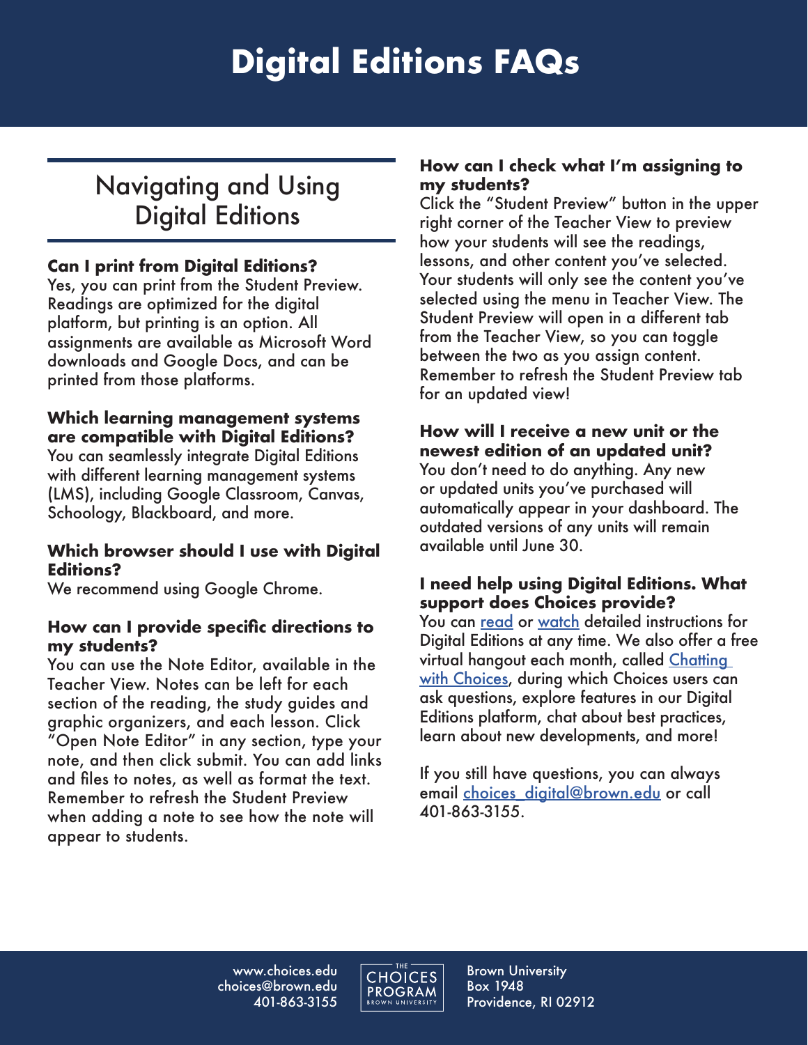# Digital Editions FAQs

## Navigating and Using Digital Editions

**Can I print from Digital Editions?**
Yes, you can print from the Student Preview. Readings are optimized for the digital platform, but printing is an option. All assignments are available as Microsoft Word downloads and Google Docs, and can be printed from those platforms.

**Which learning management systems are compatible with Digital Editions?**
You can seamlessly integrate Digital Editions with different learning management systems (LMS), including Google Classroom, Canvas, Schoology, Blackboard, and more.

**Which browser should I use with Digital Editions?**
We recommend using Google Chrome.

**How can I provide specific directions to my students?**
You can use the Note Editor, available in the Teacher View. Notes can be left for each section of the reading, the study guides and graphic organizers, and each lesson. Click "Open Note Editor" in any section, type your note, and then click submit. You can add links and files to notes, as well as format the text. Remember to refresh the Student Preview when adding a note to see how the note will appear to students.

**How can I check what I'm assigning to my students?**
Click the "Student Preview" button in the upper right corner of the Teacher View to preview how your students will see the readings, lessons, and other content you've selected. Your students will only see the content you've selected using the menu in Teacher View. The Student Preview will open in a different tab from the Teacher View, so you can toggle between the two as you assign content. Remember to refresh the Student Preview tab for an updated view!

**How will I receive a new unit or the newest edition of an updated unit?**
You don't need to do anything. Any new or updated units you've purchased will automatically appear in your dashboard. The outdated versions of any units will remain available until June 30.

**I need help using Digital Editions. What support does Choices provide?**
You can read or watch detailed instructions for Digital Editions at any time. We also offer a free virtual hangout each month, called Chatting with Choices, during which Choices users can ask questions, explore features in our Digital Editions platform, chat about best practices, learn about new developments, and more!

If you still have questions, you can always email choices_digital@brown.edu or call 401-863-3155.

www.choices.edu
choices@brown.edu
401-863-3155

THE CHOICES PROGRAM
BROWN UNIVERSITY

Brown University
Box 1948
Providence, RI 02912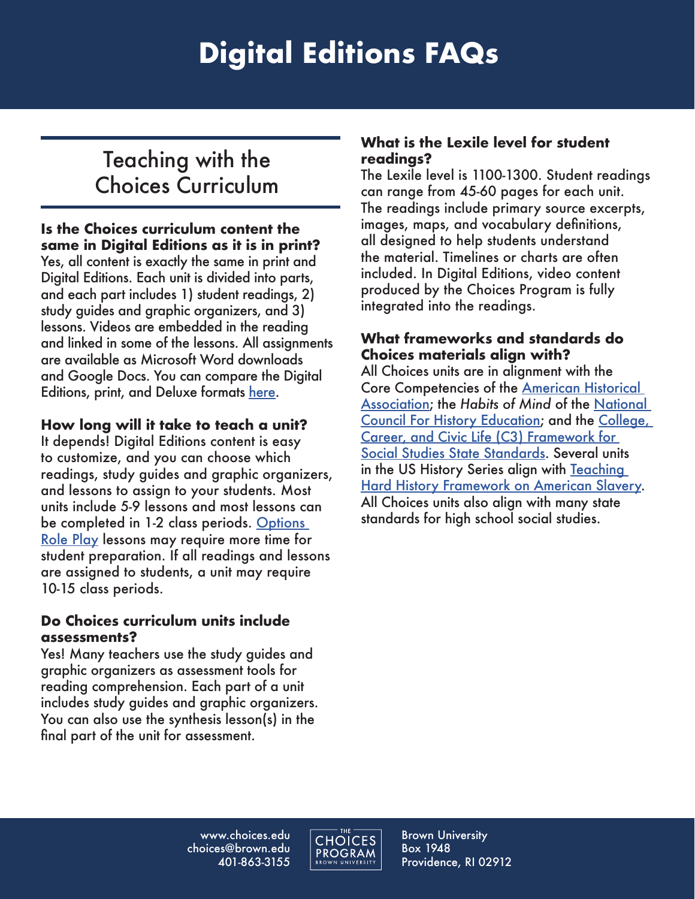# Digital Editions FAQs

## Teaching with the Choices Curriculum

**Is the Choices curriculum content the same in Digital Editions as it is in print?**
Yes, all content is exactly the same in print and Digital Editions. Each unit is divided into parts, and each part includes 1) student readings, 2) study guides and graphic organizers, and 3) lessons. Videos are embedded in the reading and linked in some of the lessons. All assignments are available as Microsoft Word downloads and Google Docs. You can compare the Digital Editions, print, and Deluxe formats here.

**How long will it take to teach a unit?**
It depends! Digital Editions content is easy to customize, and you can choose which readings, study guides and graphic organizers, and lessons to assign to your students. Most units include 5-9 lessons and most lessons can be completed in 1-2 class periods. Options Role Play lessons may require more time for student preparation. If all readings and lessons are assigned to students, a unit may require 10-15 class periods.

**Do Choices curriculum units include assessments?**
Yes! Many teachers use the study guides and graphic organizers as assessment tools for reading comprehension. Each part of a unit includes study guides and graphic organizers. You can also use the synthesis lesson(s) in the final part of the unit for assessment.

**What is the Lexile level for student readings?**
The Lexile level is 1100-1300. Student readings can range from 45-60 pages for each unit. The readings include primary source excerpts, images, maps, and vocabulary definitions, all designed to help students understand the material. Timelines or charts are often included. In Digital Editions, video content produced by the Choices Program is fully integrated into the readings.

**What frameworks and standards do Choices materials align with?**
All Choices units are in alignment with the Core Competencies of the American Historical Association; the *Habits of Mind* of the National Council For History Education; and the College, Career, and Civic Life (C3) Framework for Social Studies State Standards. Several units in the US History Series align with Teaching Hard History Framework on American Slavery. All Choices units also align with many state standards for high school social studies.

www.choices.edu
choices@brown.edu
401-863-3155

THE CHOICES PROGRAM BROWN UNIVERSITY

Brown University
Box 1948
Providence, RI 02912